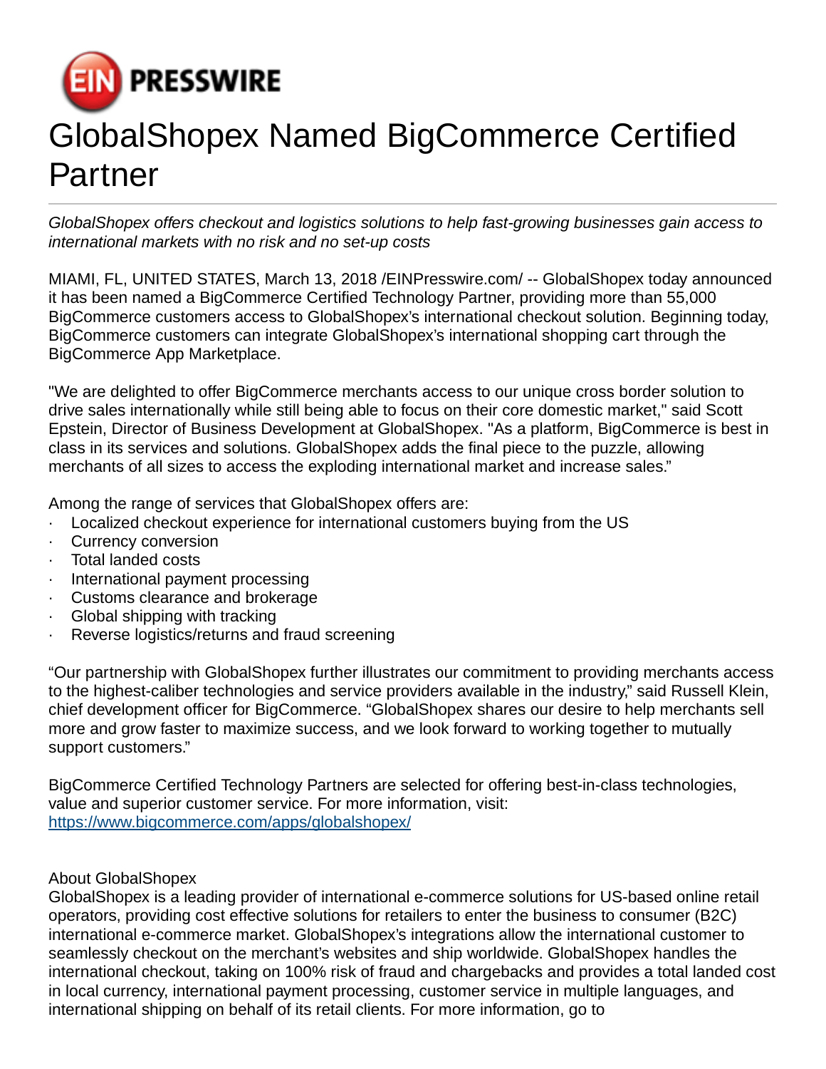# GlobalShopex Named BigCommerce Certified Partner

*GlobalShopex offers checkout and logistics solutions to help fast-growing businesses gain access to international markets with no risk and no set-up costs*

MIAMI, FL, UNITED STATES, March 13, 2018 /EINPresswire.com/ -- GlobalShopex today announced it has been named a BigCommerce Certified Technology Partner, providing more than 55,000 BigCommerce customers access to GlobalShopex's international checkout solution. Beginning today, BigCommerce customers can integrate GlobalShopex's international shopping cart through the BigCommerce App Marketplace.

"We are delighted to offer BigCommerce merchants access to our unique cross border solution to drive sales internationally while still being able to focus on their core domestic market," said Scott Epstein, Director of Business Development at GlobalShopex. "As a platform, BigCommerce is best in class in its services and solutions. GlobalShopex adds the final piece to the puzzle, allowing merchants of all sizes to access the exploding international market and increase sales."

Among the range of services that GlobalShopex offers are:

- Localized checkout experience for international customers buying from the US
- Currency conversion
- Total landed costs
- International payment processing
- Customs clearance and brokerage
- Global shipping with tracking
- Reverse logistics/returns and fraud screening

"Our partnership with GlobalShopex further illustrates our commitment to providing merchants access to the highest-caliber technologies and service providers available in the industry," said Russell Klein, chief development officer for BigCommerce. "GlobalShopex shares our desire to help merchants sell more and grow faster to maximize success, and we look forward to working together to mutually support customers."

BigCommerce Certified Technology Partners are selected for offering best-in-class technologies, value and superior customer service. For more information, visit: https://www.bigcommerce.com/apps/globalshopex/

About GlobalShopex
GlobalShopex is a leading provider of international e-commerce solutions for US-based online retail operators, providing cost effective solutions for retailers to enter the business to consumer (B2C) international e-commerce market. GlobalShopex's integrations allow the international customer to seamlessly checkout on the merchant's websites and ship worldwide. GlobalShopex handles the international checkout, taking on 100% risk of fraud and chargebacks and provides a total landed cost in local currency, international payment processing, customer service in multiple languages, and international shipping on behalf of its retail clients. For more information, go to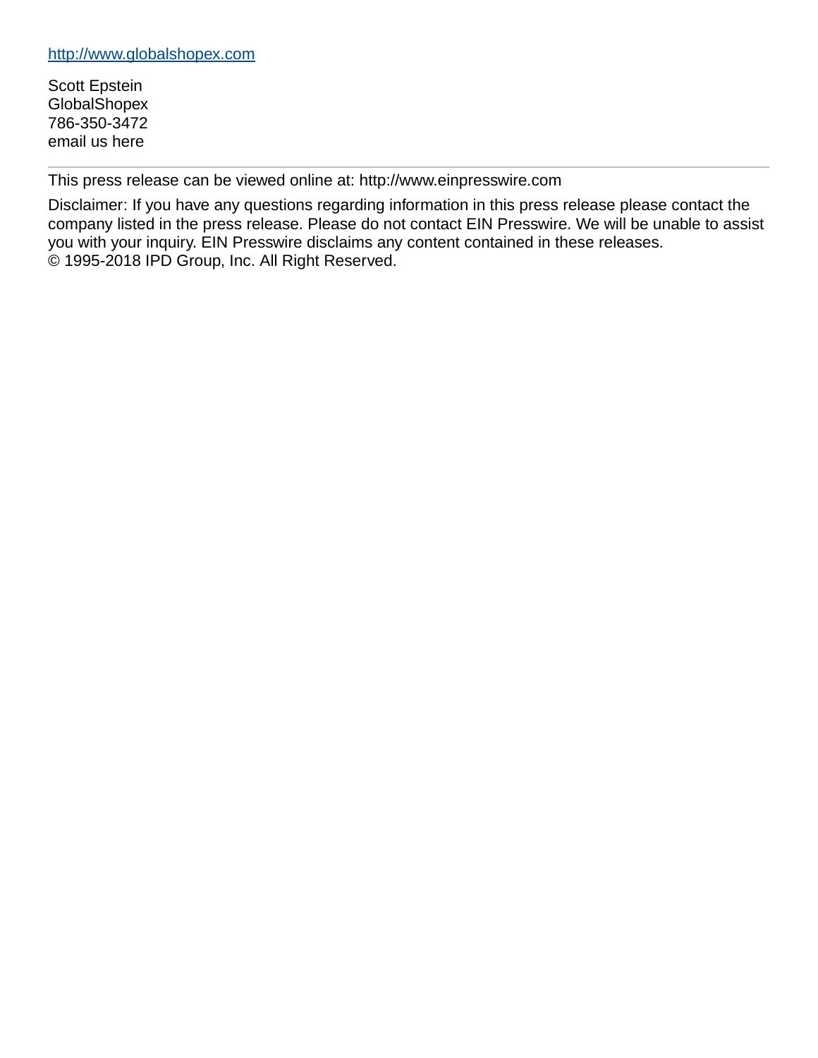[http://www.globalshopex.com](http://www.globalshopex.com)

Scott Epstein
GlobalShopex
786-350-3472
email us here

---

This press release can be viewed online at: http://www.einpresswire.com

Disclaimer: If you have any questions regarding information in this press release please contact the company listed in the press release. Please do not contact EIN Presswire. We will be unable to assist you with your inquiry. EIN Presswire disclaims any content contained in these releases.
© 1995-2018 IPD Group, Inc. All Right Reserved.